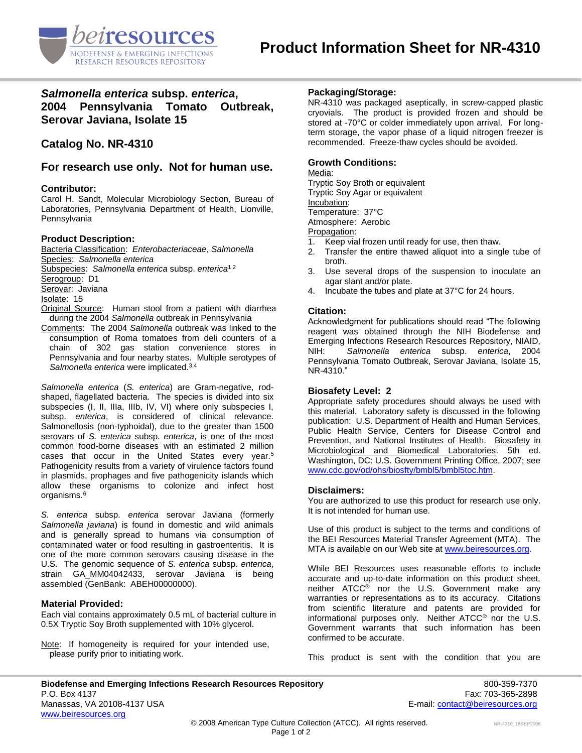# Product Information Sheet for NR-4310

## *Salmonella enterica* subsp. *enterica*, 2004 Pennsylvania Tomato Outbreak, Serovar Javiana, Isolate 15

## Catalog No. NR-4310

## For research use only. Not for human use.

### Contributor:

Carol H. Sandt, Molecular Microbiology Section, Bureau of Laboratories, Pennsylvania Department of Health, Lionville, Pennsylvania

### Product Description:

Bacteria Classification: *Enterobacteriaceae*, *Salmonella*
Species: *Salmonella enterica*
Subspecies: *Salmonella enterica* subsp. *enterica*[1,2]
Serogroup: D1
Serovar: Javiana
Isolate: 15
Original Source: Human stool from a patient with diarrhea during the 2004 *Salmonella* outbreak in Pennsylvania
Comments: The 2004 *Salmonella* outbreak was linked to the consumption of Roma tomatoes from deli counters of a chain of 302 gas station convenience stores in Pennsylvania and four nearby states. Multiple serotypes of *Salmonella enterica* were implicated.[3,4]

*Salmonella enterica* (*S. enterica*) are Gram-negative, rod-shaped, flagellated bacteria. The species is divided into six subspecies (I, II, IIIa, IIIb, IV, VI) where only subspecies I, subsp. *enterica*, is considered of clinical relevance. Salmonellosis (non-typhoidal), due to the greater than 1500 serovars of *S. enterica* subsp. *enterica*, is one of the most common food-borne diseases with an estimated 2 million cases that occur in the United States every year.[5] Pathogenicity results from a variety of virulence factors found in plasmids, prophages and five pathogenicity islands which allow these organisms to colonize and infect host organisms.[6]

*S. enterica* subsp. *enterica* serovar Javiana (formerly *Salmonella javiana*) is found in domestic and wild animals and is generally spread to humans via consumption of contaminated water or food resulting in gastroenteritis. It is one of the more common serovars causing disease in the U.S. The genomic sequence of *S. enterica* subsp. *enterica*, strain GA_MM04042433, serovar Javiana is being assembled (GenBank: ABEH00000000).

### Material Provided:

Each vial contains approximately 0.5 mL of bacterial culture in 0.5X Tryptic Soy Broth supplemented with 10% glycerol.

Note: If homogeneity is required for your intended use, please purify prior to initiating work.

### Packaging/Storage:

NR-4310 was packaged aseptically, in screw-capped plastic cryovials. The product is provided frozen and should be stored at -70°C or colder immediately upon arrival. For long-term storage, the vapor phase of a liquid nitrogen freezer is recommended. Freeze-thaw cycles should be avoided.

### Growth Conditions:

Media:
Tryptic Soy Broth or equivalent
Tryptic Soy Agar or equivalent
Incubation:
Temperature: 37°C
Atmosphere: Aerobic
Propagation:

1. Keep vial frozen until ready for use, then thaw.
2. Transfer the entire thawed aliquot into a single tube of broth.
3. Use several drops of the suspension to inoculate an agar slant and/or plate.
4. Incubate the tubes and plate at 37°C for 24 hours.

### Citation:

Acknowledgment for publications should read "The following reagent was obtained through the NIH Biodefense and Emerging Infections Research Resources Repository, NIAID, NIH: *Salmonella enterica* subsp. *enterica*, 2004 Pennsylvania Tomato Outbreak, Serovar Javiana, Isolate 15, NR-4310."

### Biosafety Level: 2

Appropriate safety procedures should always be used with this material. Laboratory safety is discussed in the following publication: U.S. Department of Health and Human Services, Public Health Service, Centers for Disease Control and Prevention, and National Institutes of Health. Biosafety in Microbiological and Biomedical Laboratories. 5th ed. Washington, DC: U.S. Government Printing Office, 2007; see www.cdc.gov/od/ohs/biosfty/bmbl5/bmbl5toc.htm.

### Disclaimers:

You are authorized to use this product for research use only. It is not intended for human use.

Use of this product is subject to the terms and conditions of the BEI Resources Material Transfer Agreement (MTA). The MTA is available on our Web site at www.beiresources.org.

While BEI Resources uses reasonable efforts to include accurate and up-to-date information on this product sheet, neither ATCC® nor the U.S. Government make any warranties or representations as to its accuracy. Citations from scientific literature and patents are provided for informational purposes only. Neither ATCC® nor the U.S. Government warrants that such information has been confirmed to be accurate.

This product is sent with the condition that you are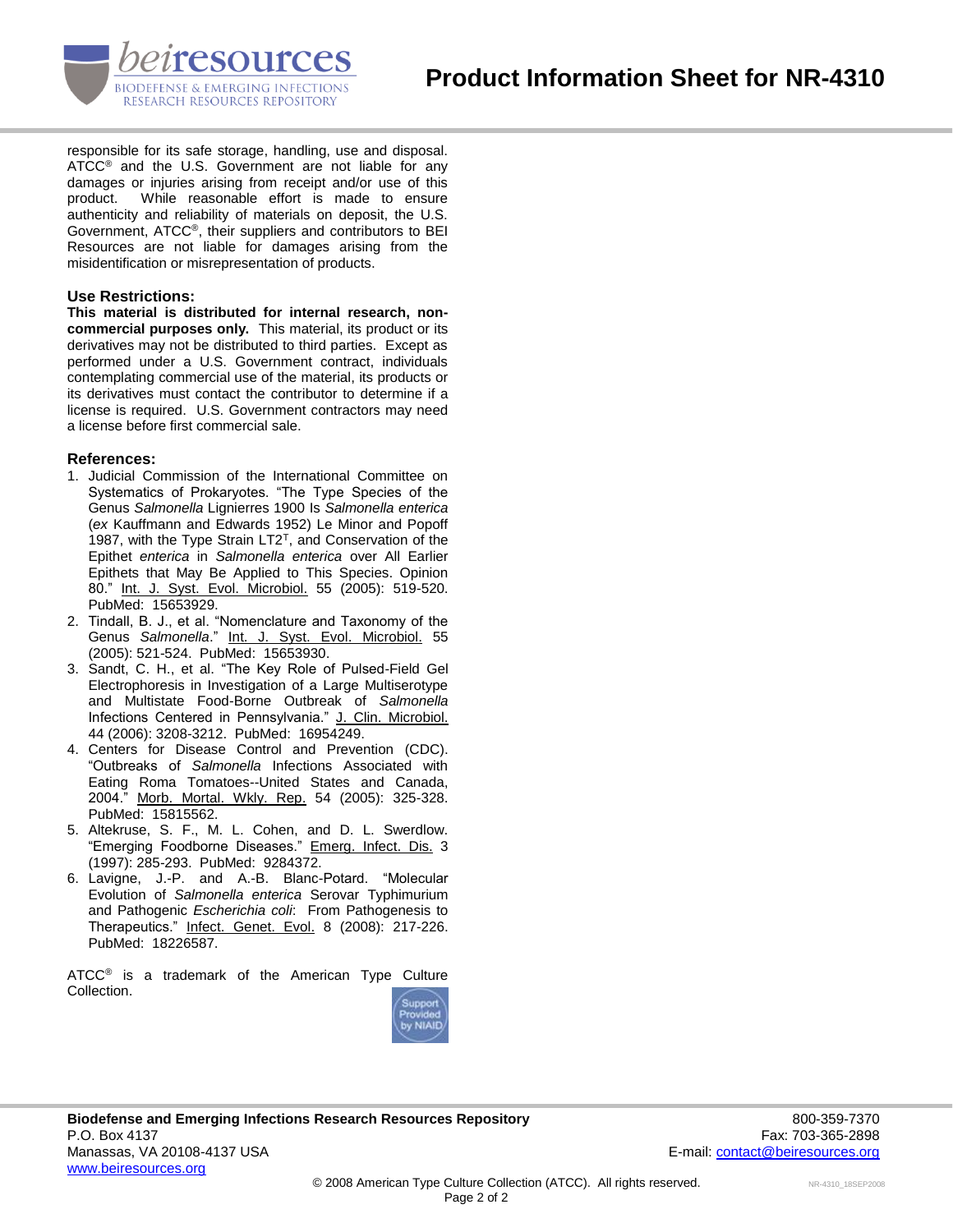responsible for its safe storage, handling, use and disposal. ATCC® and the U.S. Government are not liable for any damages or injuries arising from receipt and/or use of this product. While reasonable effort is made to ensure authenticity and reliability of materials on deposit, the U.S. Government, ATCC®, their suppliers and contributors to BEI Resources are not liable for damages arising from the misidentification or misrepresentation of products.

### Use Restrictions:

**This material is distributed for internal research, non-commercial purposes only.** This material, its product or its derivatives may not be distributed to third parties. Except as performed under a U.S. Government contract, individuals contemplating commercial use of the material, its products or its derivatives must contact the contributor to determine if a license is required. U.S. Government contractors may need a license before first commercial sale.

### References:

1. Judicial Commission of the International Committee on Systematics of Prokaryotes. "The Type Species of the Genus *Salmonella* Lignierres 1900 Is *Salmonella enterica* (*ex* Kauffmann and Edwards 1952) Le Minor and Popoff 1987, with the Type Strain LT2$^T$, and Conservation of the Epithet *enterica* in *Salmonella enterica* over All Earlier Epithets that May Be Applied to This Species. Opinion 80." Int. J. Syst. Evol. Microbiol. 55 (2005): 519-520. PubMed: 15653929.
2. Tindall, B. J., et al. "Nomenclature and Taxonomy of the Genus *Salmonella*." Int. J. Syst. Evol. Microbiol. 55 (2005): 521-524. PubMed: 15653930.
3. Sandt, C. H., et al. "The Key Role of Pulsed-Field Gel Electrophoresis in Investigation of a Large Multiserotype and Multistate Food-Borne Outbreak of *Salmonella* Infections Centered in Pennsylvania." J. Clin. Microbiol. 44 (2006): 3208-3212. PubMed: 16954249.
4. Centers for Disease Control and Prevention (CDC). "Outbreaks of *Salmonella* Infections Associated with Eating Roma Tomatoes--United States and Canada, 2004." Morb. Mortal. Wkly. Rep. 54 (2005): 325-328. PubMed: 15815562.
5. Altekruse, S. F., M. L. Cohen, and D. L. Swerdlow. "Emerging Foodborne Diseases." Emerg. Infect. Dis. 3 (1997): 285-293. PubMed: 9284372.
6. Lavigne, J.-P. and A.-B. Blanc-Potard. "Molecular Evolution of *Salmonella enterica* Serovar Typhimurium and Pathogenic *Escherichia coli*: From Pathogenesis to Therapeutics." Infect. Genet. Evol. 8 (2008): 217-226. PubMed: 18226587.

ATCC® is a trademark of the American Type Culture Collection.

Support Provided by NIAID

**Biodefense and Emerging Infections Research Resources Repository**
P.O. Box 4137
Manassas, VA 20108-4137 USA
www.beiresources.org

800-359-7370
Fax: 703-365-2898
E-mail: contact@beiresources.org

© 2008 American Type Culture Collection (ATCC). All rights reserved.

NR-4310_18SEP2008